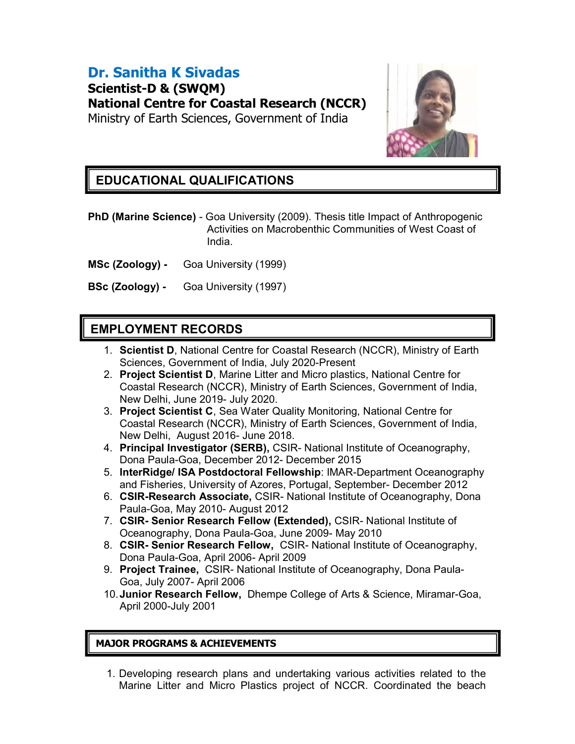# Dr. Sanitha K Sivadas

**Scientist-D & (SWQM)**
**National Centre for Coastal Research (NCCR)**
Ministry of Earth Sciences, Government of India

## EDUCATIONAL QUALIFICATIONS

**PhD (Marine Science)** - Goa University (2009). Thesis title Impact of Anthropogenic Activities on Macrobenthic Communities of West Coast of India.

**MSc (Zoology) -** Goa University (1999)

**BSc (Zoology) -** Goa University (1997)

## EMPLOYMENT RECORDS

1. **Scientist D**, National Centre for Coastal Research (NCCR), Ministry of Earth Sciences, Government of India, July 2020-Present
2. **Project Scientist D**, Marine Litter and Micro plastics, National Centre for Coastal Research (NCCR), Ministry of Earth Sciences, Government of India, New Delhi, June 2019- July 2020.
3. **Project Scientist C**, Sea Water Quality Monitoring, National Centre for Coastal Research (NCCR), Ministry of Earth Sciences, Government of India, New Delhi, August 2016- June 2018.
4. **Principal Investigator (SERB),** CSIR- National Institute of Oceanography, Dona Paula-Goa, December 2012- December 2015
5. **InterRidge/ ISA Postdoctoral Fellowship**: IMAR-Department Oceanography and Fisheries, University of Azores, Portugal, September- December 2012
6. **CSIR-Research Associate,** CSIR- National Institute of Oceanography, Dona Paula-Goa, May 2010- August 2012
7. **CSIR- Senior Research Fellow (Extended),** CSIR- National Institute of Oceanography, Dona Paula-Goa, June 2009- May 2010
8. **CSIR- Senior Research Fellow,** CSIR- National Institute of Oceanography, Dona Paula-Goa, April 2006- April 2009
9. **Project Trainee,** CSIR- National Institute of Oceanography, Dona Paula-Goa, July 2007- April 2006
10. **Junior Research Fellow,** Dhempe College of Arts & Science, Miramar-Goa, April 2000-July 2001

### MAJOR PROGRAMS & ACHIEVEMENTS

1. Developing research plans and undertaking various activities related to the Marine Litter and Micro Plastics project of NCCR. Coordinated the beach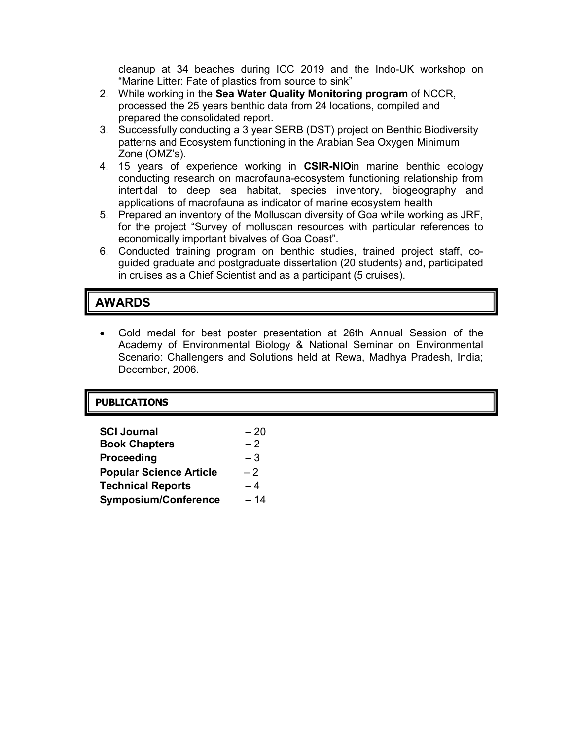cleanup at 34 beaches during ICC 2019 and the Indo-UK workshop on "Marine Litter: Fate of plastics from source to sink"

2. While working in the **Sea Water Quality Monitoring program** of NCCR, processed the 25 years benthic data from 24 locations, compiled and prepared the consolidated report.
3. Successfully conducting a 3 year SERB (DST) project on Benthic Biodiversity patterns and Ecosystem functioning in the Arabian Sea Oxygen Minimum Zone (OMZ's).
4. 15 years of experience working in **CSIR-NIO**in marine benthic ecology conducting research on macrofauna-ecosystem functioning relationship from intertidal to deep sea habitat, species inventory, biogeography and applications of macrofauna as indicator of marine ecosystem health
5. Prepared an inventory of the Molluscan diversity of Goa while working as JRF, for the project "Survey of molluscan resources with particular references to economically important bivalves of Goa Coast".
6. Conducted training program on benthic studies, trained project staff, co-guided graduate and postgraduate dissertation (20 students) and, participated in cruises as a Chief Scientist and as a participant (5 cruises).

## AWARDS

- Gold medal for best poster presentation at 26th Annual Session of the Academy of Environmental Biology & National Seminar on Environmental Scenario: Challengers and Solutions held at Rewa, Madhya Pradesh, India; December, 2006.

## PUBLICATIONS

| | |
|---|---|
| **SCI Journal** | – 20 |
| **Book Chapters** | – 2 |
| **Proceeding** | – 3 |
| **Popular Science Article** | – 2 |
| **Technical Reports** | – 4 |
| **Symposium/Conference** | – 14 |